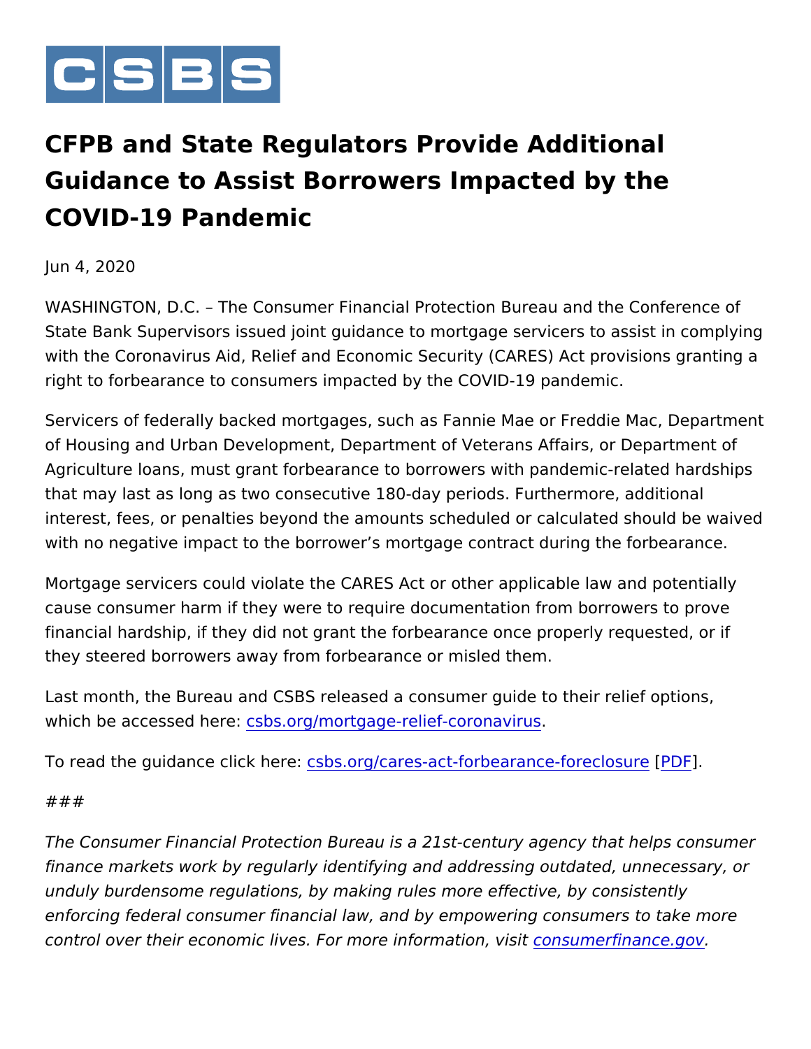CSBS

# CFPB and State Regulators Provide Additional Guidance to Assist Borrowers Impacted by the COVID-19 Pandemic

Jun 4, 2020

WASHINGTON, D.C. – The Consumer Financial Protection Bureau and the Conference of State Bank Supervisors issued joint guidance to mortgage servicers to assist in complying with the Coronavirus Aid, Relief and Economic Security (CARES) Act provisions granting a right to forbearance to consumers impacted by the COVID-19 pandemic.

Servicers of federally backed mortgages, such as Fannie Mae or Freddie Mac, Department of Housing and Urban Development, Department of Veterans Affairs, or Department of Agriculture loans, must grant forbearance to borrowers with pandemic-related hardships that may last as long as two consecutive 180-day periods. Furthermore, additional interest, fees, or penalties beyond the amounts scheduled or calculated should be waived with no negative impact to the borrower's mortgage contract during the forbearance.

Mortgage servicers could violate the CARES Act or other applicable law and potentially cause consumer harm if they were to require documentation from borrowers to prove financial hardship, if they did not grant the forbearance once properly requested, or if they steered borrowers away from forbearance or misled them.

Last month, the Bureau and CSBS released a consumer guide to their relief options, which be accessed here: csbs.org/mortgage-relief-coronavirus.

To read the guidance click here: csbs.org/cares-act-forbearance-foreclosure [PDF].

###

*The Consumer Financial Protection Bureau is a 21st-century agency that helps consumer finance markets work by regularly identifying and addressing outdated, unnecessary, or unduly burdensome regulations, by making rules more effective, by consistently enforcing federal consumer financial law, and by empowering consumers to take more control over their economic lives. For more information, visit consumerfinance.gov.*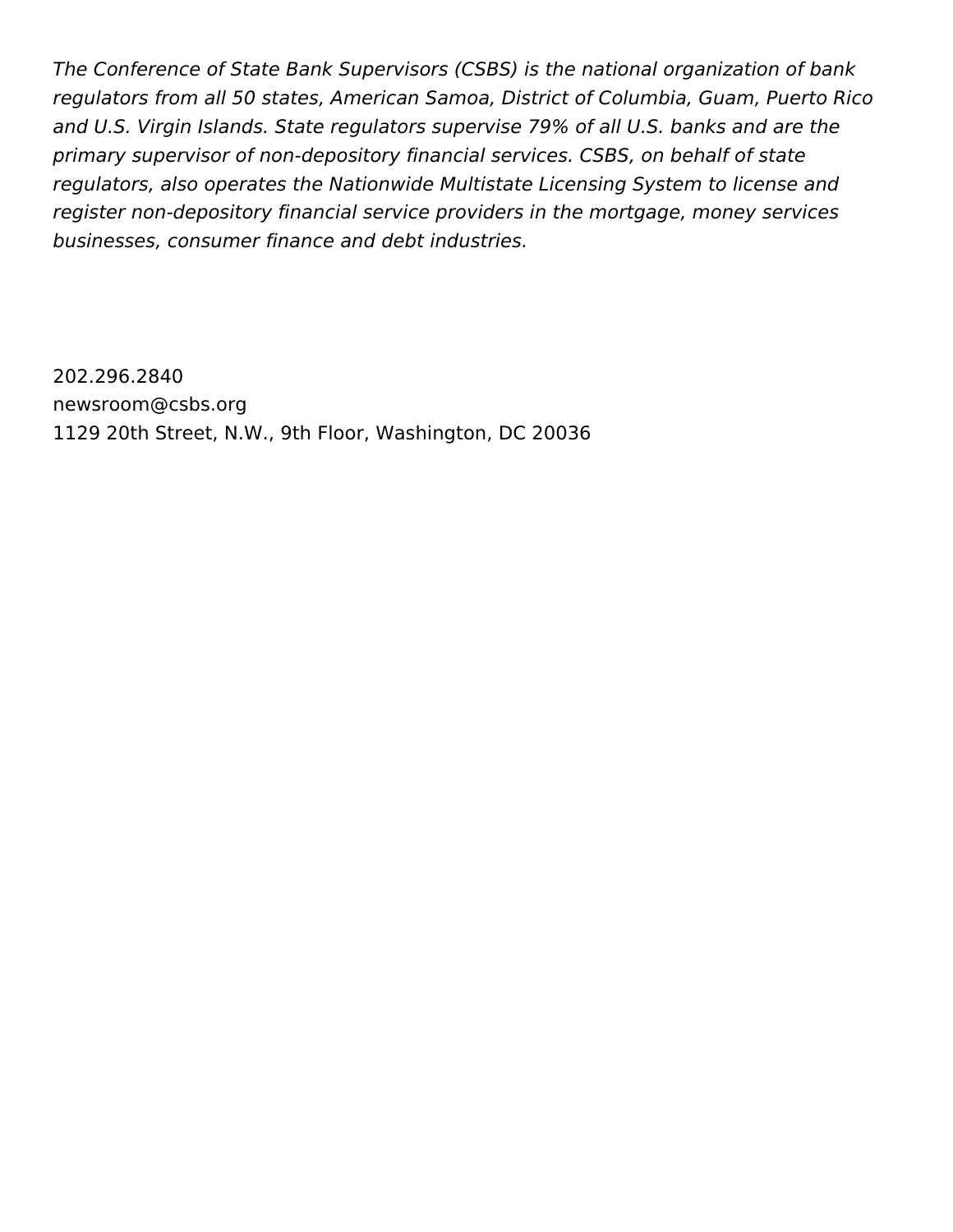*The Conference of State Bank Supervisors (CSBS) is the national organization of bank regulators from all 50 states, American Samoa, District of Columbia, Guam, Puerto Rico and U.S. Virgin Islands. State regulators supervise 79% of all U.S. banks and are the primary supervisor of non-depository financial services. CSBS, on behalf of state regulators, also operates the Nationwide Multistate Licensing System to license and register non-depository financial service providers in the mortgage, money services businesses, consumer finance and debt industries.*

202.296.2840
newsroom@csbs.org
1129 20th Street, N.W., 9th Floor, Washington, DC 20036